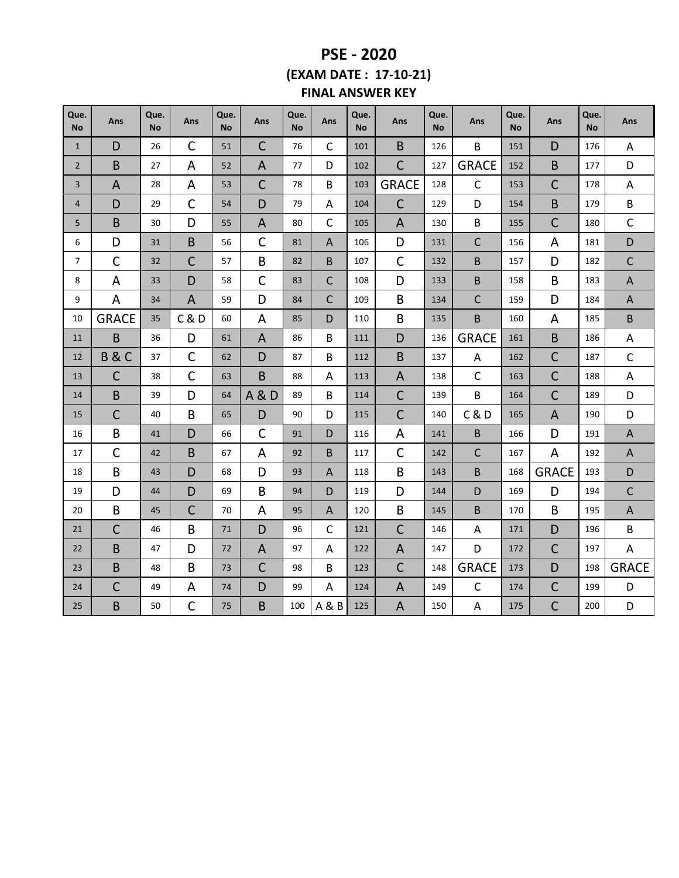# PSE - 2020

## (EXAM DATE : 17-10-21)

### FINAL ANSWER KEY

| Que. No | Ans | Que. No | Ans | Que. No | Ans | Que. No | Ans | Que. No | Ans | Que. No | Ans | Que. No | Ans | Que. No | Ans |
|---|---|---|---|---|---|---|---|---|---|---|---|---|---|---|---|
| 1 | D | 26 | C | 51 | C | 76 | C | 101 | B | 126 | B | 151 | D | 176 | A |
| 2 | B | 27 | A | 52 | A | 77 | D | 102 | C | 127 | GRACE | 152 | B | 177 | D |
| 3 | A | 28 | A | 53 | C | 78 | B | 103 | GRACE | 128 | C | 153 | C | 178 | A |
| 4 | D | 29 | C | 54 | D | 79 | A | 104 | C | 129 | D | 154 | B | 179 | B |
| 5 | B | 30 | D | 55 | A | 80 | C | 105 | A | 130 | B | 155 | C | 180 | C |
| 6 | D | 31 | B | 56 | C | 81 | A | 106 | D | 131 | C | 156 | A | 181 | D |
| 7 | C | 32 | C | 57 | B | 82 | B | 107 | C | 132 | B | 157 | D | 182 | C |
| 8 | A | 33 | D | 58 | C | 83 | C | 108 | D | 133 | B | 158 | B | 183 | A |
| 9 | A | 34 | A | 59 | D | 84 | C | 109 | B | 134 | C | 159 | D | 184 | A |
| 10 | GRACE | 35 | C & D | 60 | A | 85 | D | 110 | B | 135 | B | 160 | A | 185 | B |
| 11 | B | 36 | D | 61 | A | 86 | B | 111 | D | 136 | GRACE | 161 | B | 186 | A |
| 12 | B & C | 37 | C | 62 | D | 87 | B | 112 | B | 137 | A | 162 | C | 187 | C |
| 13 | C | 38 | C | 63 | B | 88 | A | 113 | A | 138 | C | 163 | C | 188 | A |
| 14 | B | 39 | D | 64 | A & D | 89 | B | 114 | C | 139 | B | 164 | C | 189 | D |
| 15 | C | 40 | B | 65 | D | 90 | D | 115 | C | 140 | C & D | 165 | A | 190 | D |
| 16 | B | 41 | D | 66 | C | 91 | D | 116 | A | 141 | B | 166 | D | 191 | A |
| 17 | C | 42 | B | 67 | A | 92 | B | 117 | C | 142 | C | 167 | A | 192 | A |
| 18 | B | 43 | D | 68 | D | 93 | A | 118 | B | 143 | B | 168 | GRACE | 193 | D |
| 19 | D | 44 | D | 69 | B | 94 | D | 119 | D | 144 | D | 169 | D | 194 | C |
| 20 | B | 45 | C | 70 | A | 95 | A | 120 | B | 145 | B | 170 | B | 195 | A |
| 21 | C | 46 | B | 71 | D | 96 | C | 121 | C | 146 | A | 171 | D | 196 | B |
| 22 | B | 47 | D | 72 | A | 97 | A | 122 | A | 147 | D | 172 | C | 197 | A |
| 23 | B | 48 | B | 73 | C | 98 | B | 123 | C | 148 | GRACE | 173 | D | 198 | GRACE |
| 24 | C | 49 | A | 74 | D | 99 | A | 124 | A | 149 | C | 174 | C | 199 | D |
| 25 | B | 50 | C | 75 | B | 100 | A & B | 125 | A | 150 | A | 175 | C | 200 | D |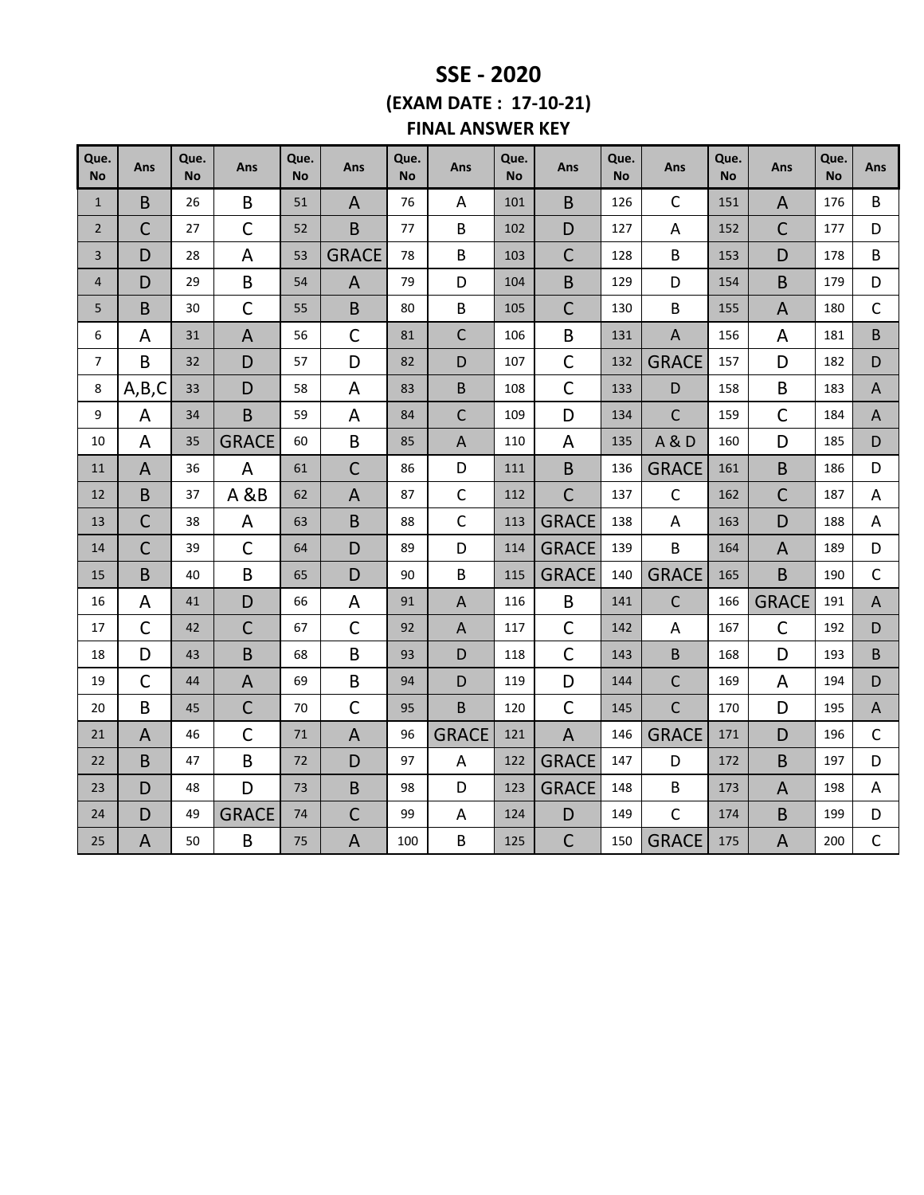# SSE - 2020

## (EXAM DATE : 17-10-21)

## FINAL ANSWER KEY

| Que. No | Ans | Que. No | Ans | Que. No | Ans | Que. No | Ans | Que. No | Ans | Que. No | Ans | Que. No | Ans | Que. No | Ans |
|---|---|---|---|---|---|---|---|---|---|---|---|---|---|---|---|
| 1 | B | 26 | B | 51 | A | 76 | A | 101 | B | 126 | C | 151 | A | 176 | B |
| 2 | C | 27 | C | 52 | B | 77 | B | 102 | D | 127 | A | 152 | C | 177 | D |
| 3 | D | 28 | A | 53 | GRACE | 78 | B | 103 | C | 128 | B | 153 | D | 178 | B |
| 4 | D | 29 | B | 54 | A | 79 | D | 104 | B | 129 | D | 154 | B | 179 | D |
| 5 | B | 30 | C | 55 | B | 80 | B | 105 | C | 130 | B | 155 | A | 180 | C |
| 6 | A | 31 | A | 56 | C | 81 | C | 106 | B | 131 | A | 156 | A | 181 | B |
| 7 | B | 32 | D | 57 | D | 82 | D | 107 | C | 132 | GRACE | 157 | D | 182 | D |
| 8 | A,B,C | 33 | D | 58 | A | 83 | B | 108 | C | 133 | D | 158 | B | 183 | A |
| 9 | A | 34 | B | 59 | A | 84 | C | 109 | D | 134 | C | 159 | C | 184 | A |
| 10 | A | 35 | GRACE | 60 | B | 85 | A | 110 | A | 135 | A & D | 160 | D | 185 | D |
| 11 | A | 36 | A | 61 | C | 86 | D | 111 | B | 136 | GRACE | 161 | B | 186 | D |
| 12 | B | 37 | A &B | 62 | A | 87 | C | 112 | C | 137 | C | 162 | C | 187 | A |
| 13 | C | 38 | A | 63 | B | 88 | C | 113 | GRACE | 138 | A | 163 | D | 188 | A |
| 14 | C | 39 | C | 64 | D | 89 | D | 114 | GRACE | 139 | B | 164 | A | 189 | D |
| 15 | B | 40 | B | 65 | D | 90 | B | 115 | GRACE | 140 | GRACE | 165 | B | 190 | C |
| 16 | A | 41 | D | 66 | A | 91 | A | 116 | B | 141 | C | 166 | GRACE | 191 | A |
| 17 | C | 42 | C | 67 | C | 92 | A | 117 | C | 142 | A | 167 | C | 192 | D |
| 18 | D | 43 | B | 68 | B | 93 | D | 118 | C | 143 | B | 168 | D | 193 | B |
| 19 | C | 44 | A | 69 | B | 94 | D | 119 | D | 144 | C | 169 | A | 194 | D |
| 20 | B | 45 | C | 70 | C | 95 | B | 120 | C | 145 | C | 170 | D | 195 | A |
| 21 | A | 46 | C | 71 | A | 96 | GRACE | 121 | A | 146 | GRACE | 171 | D | 196 | C |
| 22 | B | 47 | B | 72 | D | 97 | A | 122 | GRACE | 147 | D | 172 | B | 197 | D |
| 23 | D | 48 | D | 73 | B | 98 | D | 123 | GRACE | 148 | B | 173 | A | 198 | A |
| 24 | D | 49 | GRACE | 74 | C | 99 | A | 124 | D | 149 | C | 174 | B | 199 | D |
| 25 | A | 50 | B | 75 | A | 100 | B | 125 | C | 150 | GRACE | 175 | A | 200 | C |